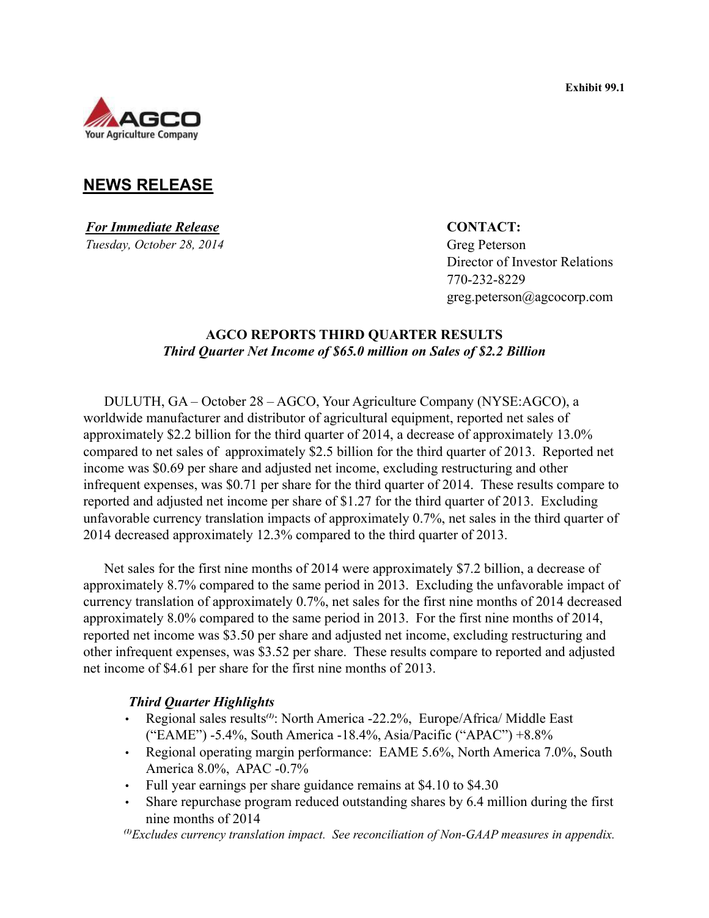Exhibit 99.1

AGCO
Your Agriculture Company

## NEWS RELEASE

***For Immediate Release***
*Tuesday, October 28, 2014*

**CONTACT:**
Greg Peterson
Director of Investor Relations
770-232-8229
greg.peterson@agcocorp.com

### AGCO REPORTS THIRD QUARTER RESULTS
***Third Quarter Net Income of $65.0 million on Sales of $2.2 Billion***

DULUTH, GA – October 28 – AGCO, Your Agriculture Company (NYSE:AGCO), a worldwide manufacturer and distributor of agricultural equipment, reported net sales of approximately $2.2 billion for the third quarter of 2014, a decrease of approximately 13.0% compared to net sales of approximately $2.5 billion for the third quarter of 2013. Reported net income was $0.69 per share and adjusted net income, excluding restructuring and other infrequent expenses, was $0.71 per share for the third quarter of 2014. These results compare to reported and adjusted net income per share of $1.27 for the third quarter of 2013. Excluding unfavorable currency translation impacts of approximately 0.7%, net sales in the third quarter of 2014 decreased approximately 12.3% compared to the third quarter of 2013.

Net sales for the first nine months of 2014 were approximately $7.2 billion, a decrease of approximately 8.7% compared to the same period in 2013. Excluding the unfavorable impact of currency translation of approximately 0.7%, net sales for the first nine months of 2014 decreased approximately 8.0% compared to the same period in 2013. For the first nine months of 2014, reported net income was $3.50 per share and adjusted net income, excluding restructuring and other infrequent expenses, was $3.52 per share. These results compare to reported and adjusted net income of $4.61 per share for the first nine months of 2013.

***Third Quarter Highlights***

- Regional sales results[1]: North America -22.2%, Europe/Africa/ Middle East ("EAME") -5.4%, South America -18.4%, Asia/Pacific ("APAC") +8.8%
- Regional operating margin performance: EAME 5.6%, North America 7.0%, South America 8.0%, APAC -0.7%
- Full year earnings per share guidance remains at $4.10 to $4.30
- Share repurchase program reduced outstanding shares by 6.4 million during the first nine months of 2014

*[1]Excludes currency translation impact. See reconciliation of Non-GAAP measures in appendix.*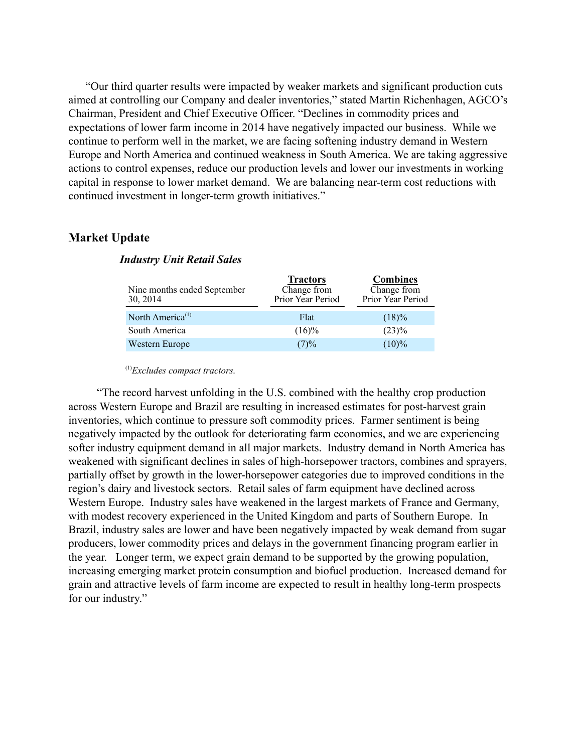"Our third quarter results were impacted by weaker markets and significant production cuts aimed at controlling our Company and dealer inventories," stated Martin Richenhagen, AGCO's Chairman, President and Chief Executive Officer. "Declines in commodity prices and expectations of lower farm income in 2014 have negatively impacted our business. While we continue to perform well in the market, we are facing softening industry demand in Western Europe and North America and continued weakness in South America. We are taking aggressive actions to control expenses, reduce our production levels and lower our investments in working capital in response to lower market demand. We are balancing near-term cost reductions with continued investment in longer-term growth initiatives."

## Market Update

### *Industry Unit Retail Sales*

| Nine months ended September 30, 2014 | **Tractors** Change from Prior Year Period | **Combines** Change from Prior Year Period |
|---|---|---|
| North America[1] | Flat | (18)% |
| South America | (16)% | (23)% |
| Western Europe | (7)% | (10)% |

[1] *Excludes compact tractors.*

"The record harvest unfolding in the U.S. combined with the healthy crop production across Western Europe and Brazil are resulting in increased estimates for post-harvest grain inventories, which continue to pressure soft commodity prices. Farmer sentiment is being negatively impacted by the outlook for deteriorating farm economics, and we are experiencing softer industry equipment demand in all major markets. Industry demand in North America has weakened with significant declines in sales of high-horsepower tractors, combines and sprayers, partially offset by growth in the lower-horsepower categories due to improved conditions in the region's dairy and livestock sectors. Retail sales of farm equipment have declined across Western Europe. Industry sales have weakened in the largest markets of France and Germany, with modest recovery experienced in the United Kingdom and parts of Southern Europe. In Brazil, industry sales are lower and have been negatively impacted by weak demand from sugar producers, lower commodity prices and delays in the government financing program earlier in the year. Longer term, we expect grain demand to be supported by the growing population, increasing emerging market protein consumption and biofuel production. Increased demand for grain and attractive levels of farm income are expected to result in healthy long-term prospects for our industry."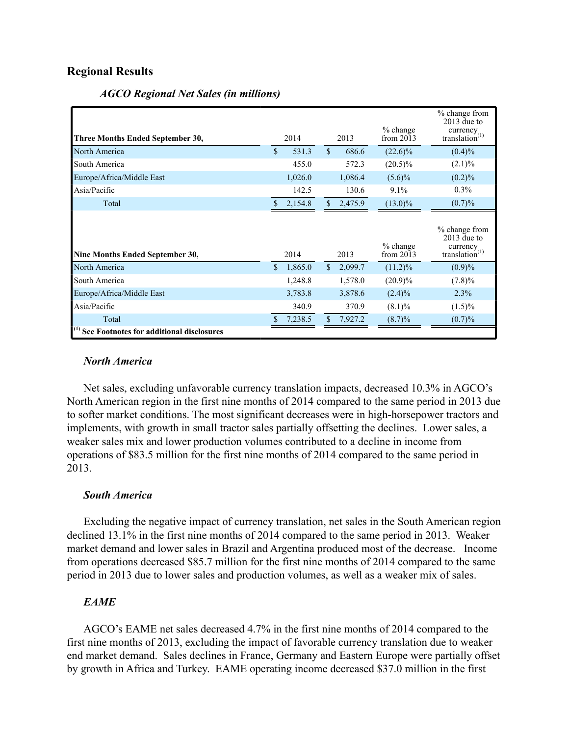## Regional Results

***AGCO Regional Net Sales (in millions)***

| Three Months Ended September 30, | 2014 | 2013 | % change from 2013 | % change from 2013 due to currency translation[(1)] |
|---|---|---|---|---|
| North America | $ 531.3 | $ 686.6 | (22.6)% | (0.4)% |
| South America | 455.0 | 572.3 | (20.5)% | (2.1)% |
| Europe/Africa/Middle East | 1,026.0 | 1,086.4 | (5.6)% | (0.2)% |
| Asia/Pacific | 142.5 | 130.6 | 9.1% | 0.3% |
| Total | $ 2,154.8 | $ 2,475.9 | (13.0)% | (0.7)% |
| **Nine Months Ended September 30,** | **2014** | **2013** | **% change from 2013** | **% change from 2013 due to currency translation[(1)]** |
| North America | $ 1,865.0 | $ 2,099.7 | (11.2)% | (0.9)% |
| South America | 1,248.8 | 1,578.0 | (20.9)% | (7.8)% |
| Europe/Africa/Middle East | 3,783.8 | 3,878.6 | (2.4)% | 2.3% |
| Asia/Pacific | 340.9 | 370.9 | (8.1)% | (1.5)% |
| Total | $ 7,238.5 | $ 7,927.2 | (8.7)% | (0.7)% |

**[(1)] See Footnotes for additional disclosures**

### *North America*

Net sales, excluding unfavorable currency translation impacts, decreased 10.3% in AGCO's North American region in the first nine months of 2014 compared to the same period in 2013 due to softer market conditions. The most significant decreases were in high-horsepower tractors and implements, with growth in small tractor sales partially offsetting the declines. Lower sales, a weaker sales mix and lower production volumes contributed to a decline in income from operations of $83.5 million for the first nine months of 2014 compared to the same period in 2013.

### *South America*

Excluding the negative impact of currency translation, net sales in the South American region declined 13.1% in the first nine months of 2014 compared to the same period in 2013. Weaker market demand and lower sales in Brazil and Argentina produced most of the decrease. Income from operations decreased $85.7 million for the first nine months of 2014 compared to the same period in 2013 due to lower sales and production volumes, as well as a weaker mix of sales.

### *EAME*

AGCO's EAME net sales decreased 4.7% in the first nine months of 2014 compared to the first nine months of 2013, excluding the impact of favorable currency translation due to weaker end market demand. Sales declines in France, Germany and Eastern Europe were partially offset by growth in Africa and Turkey. EAME operating income decreased $37.0 million in the first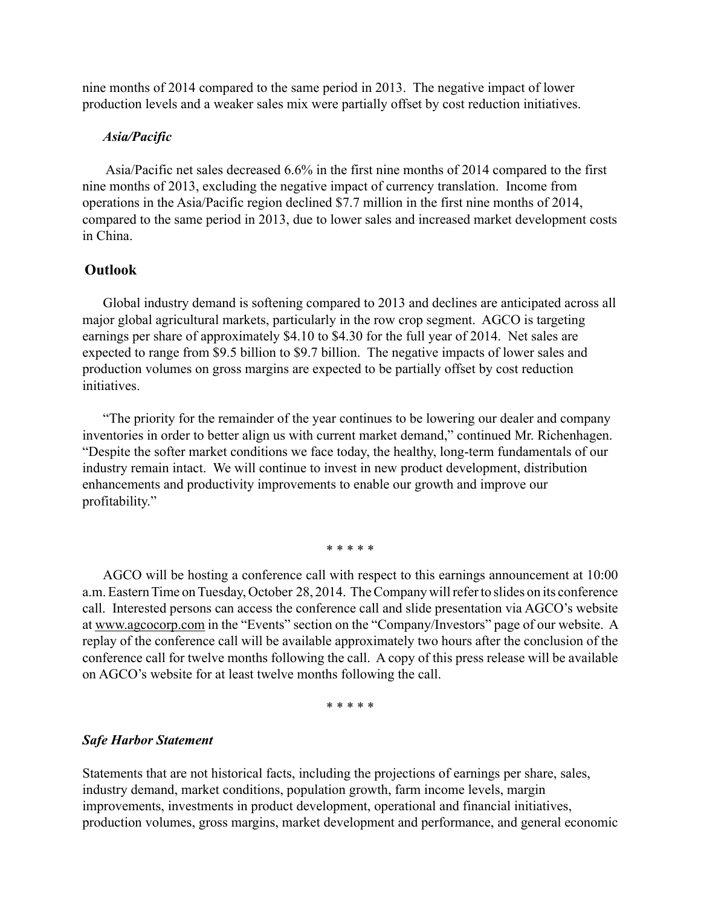nine months of 2014 compared to the same period in 2013. The negative impact of lower production levels and a weaker sales mix were partially offset by cost reduction initiatives.

*Asia/Pacific*

Asia/Pacific net sales decreased 6.6% in the first nine months of 2014 compared to the first nine months of 2013, excluding the negative impact of currency translation. Income from operations in the Asia/Pacific region declined $7.7 million in the first nine months of 2014, compared to the same period in 2013, due to lower sales and increased market development costs in China.

## Outlook

Global industry demand is softening compared to 2013 and declines are anticipated across all major global agricultural markets, particularly in the row crop segment. AGCO is targeting earnings per share of approximately $4.10 to $4.30 for the full year of 2014. Net sales are expected to range from $9.5 billion to $9.7 billion. The negative impacts of lower sales and production volumes on gross margins are expected to be partially offset by cost reduction initiatives.

"The priority for the remainder of the year continues to be lowering our dealer and company inventories in order to better align us with current market demand," continued Mr. Richenhagen. "Despite the softer market conditions we face today, the healthy, long-term fundamentals of our industry remain intact. We will continue to invest in new product development, distribution enhancements and productivity improvements to enable our growth and improve our profitability."

\* \* \* \* \*

AGCO will be hosting a conference call with respect to this earnings announcement at 10:00 a.m. Eastern Time on Tuesday, October 28, 2014. The Company will refer to slides on its conference call. Interested persons can access the conference call and slide presentation via AGCO's website at www.agcocorp.com in the "Events" section on the "Company/Investors" page of our website. A replay of the conference call will be available approximately two hours after the conclusion of the conference call for twelve months following the call. A copy of this press release will be available on AGCO's website for at least twelve months following the call.

\* \* \* \* \*

***Safe Harbor Statement***

Statements that are not historical facts, including the projections of earnings per share, sales, industry demand, market conditions, population growth, farm income levels, margin improvements, investments in product development, operational and financial initiatives, production volumes, gross margins, market development and performance, and general economic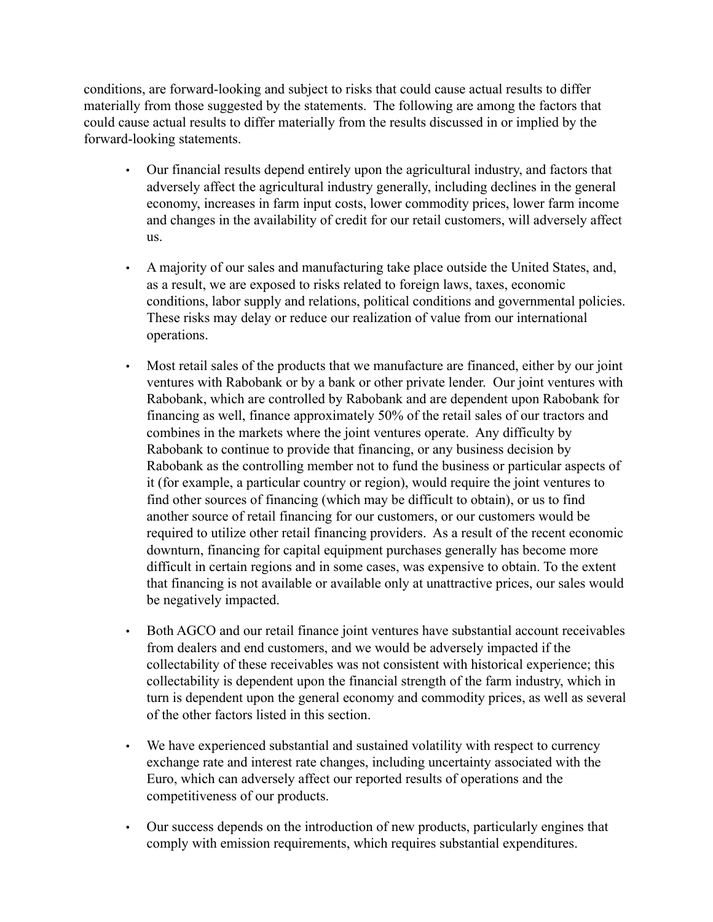conditions, are forward-looking and subject to risks that could cause actual results to differ materially from those suggested by the statements. The following are among the factors that could cause actual results to differ materially from the results discussed in or implied by the forward-looking statements.

- Our financial results depend entirely upon the agricultural industry, and factors that adversely affect the agricultural industry generally, including declines in the general economy, increases in farm input costs, lower commodity prices, lower farm income and changes in the availability of credit for our retail customers, will adversely affect us.

- A majority of our sales and manufacturing take place outside the United States, and, as a result, we are exposed to risks related to foreign laws, taxes, economic conditions, labor supply and relations, political conditions and governmental policies. These risks may delay or reduce our realization of value from our international operations.

- Most retail sales of the products that we manufacture are financed, either by our joint ventures with Rabobank or by a bank or other private lender. Our joint ventures with Rabobank, which are controlled by Rabobank and are dependent upon Rabobank for financing as well, finance approximately 50% of the retail sales of our tractors and combines in the markets where the joint ventures operate. Any difficulty by Rabobank to continue to provide that financing, or any business decision by Rabobank as the controlling member not to fund the business or particular aspects of it (for example, a particular country or region), would require the joint ventures to find other sources of financing (which may be difficult to obtain), or us to find another source of retail financing for our customers, or our customers would be required to utilize other retail financing providers. As a result of the recent economic downturn, financing for capital equipment purchases generally has become more difficult in certain regions and in some cases, was expensive to obtain. To the extent that financing is not available or available only at unattractive prices, our sales would be negatively impacted.

- Both AGCO and our retail finance joint ventures have substantial account receivables from dealers and end customers, and we would be adversely impacted if the collectability of these receivables was not consistent with historical experience; this collectability is dependent upon the financial strength of the farm industry, which in turn is dependent upon the general economy and commodity prices, as well as several of the other factors listed in this section.

- We have experienced substantial and sustained volatility with respect to currency exchange rate and interest rate changes, including uncertainty associated with the Euro, which can adversely affect our reported results of operations and the competitiveness of our products.

- Our success depends on the introduction of new products, particularly engines that comply with emission requirements, which requires substantial expenditures.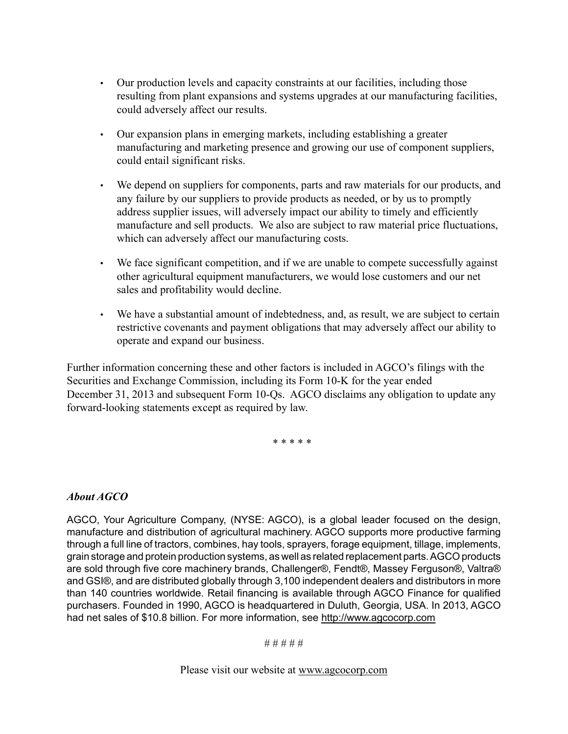- Our production levels and capacity constraints at our facilities, including those resulting from plant expansions and systems upgrades at our manufacturing facilities, could adversely affect our results.
- Our expansion plans in emerging markets, including establishing a greater manufacturing and marketing presence and growing our use of component suppliers, could entail significant risks.
- We depend on suppliers for components, parts and raw materials for our products, and any failure by our suppliers to provide products as needed, or by us to promptly address supplier issues, will adversely impact our ability to timely and efficiently manufacture and sell products. We also are subject to raw material price fluctuations, which can adversely affect our manufacturing costs.
- We face significant competition, and if we are unable to compete successfully against other agricultural equipment manufacturers, we would lose customers and our net sales and profitability would decline.
- We have a substantial amount of indebtedness, and, as result, we are subject to certain restrictive covenants and payment obligations that may adversely affect our ability to operate and expand our business.

Further information concerning these and other factors is included in AGCO's filings with the Securities and Exchange Commission, including its Form 10-K for the year ended December 31, 2013 and subsequent Form 10-Qs. AGCO disclaims any obligation to update any forward-looking statements except as required by law.

\* \* \* \* \*

***About AGCO***

AGCO, Your Agriculture Company, (NYSE: AGCO), is a global leader focused on the design, manufacture and distribution of agricultural machinery. AGCO supports more productive farming through a full line of tractors, combines, hay tools, sprayers, forage equipment, tillage, implements, grain storage and protein production systems, as well as related replacement parts. AGCO products are sold through five core machinery brands, Challenger®, Fendt®, Massey Ferguson®, Valtra® and GSI®, and are distributed globally through 3,100 independent dealers and distributors in more than 140 countries worldwide. Retail financing is available through AGCO Finance for qualified purchasers. Founded in 1990, AGCO is headquartered in Duluth, Georgia, USA. In 2013, AGCO had net sales of $10.8 billion. For more information, see http://www.agcocorp.com

# # # # #

Please visit our website at www.agcocorp.com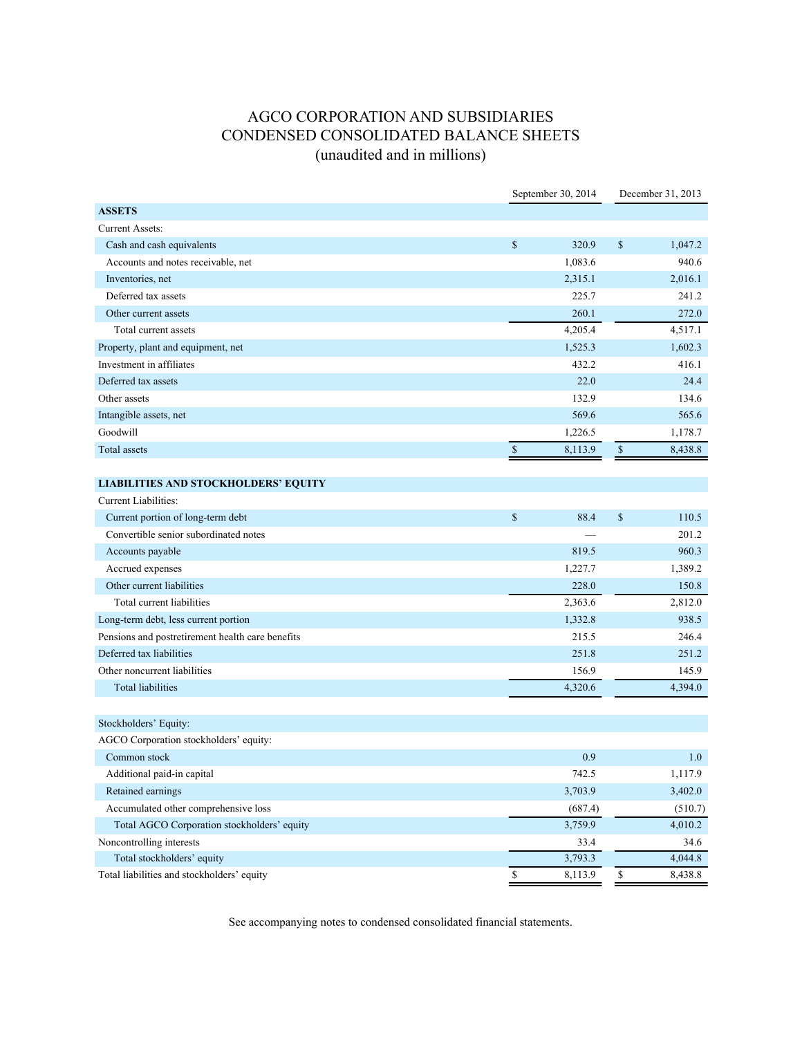# AGCO CORPORATION AND SUBSIDIARIES
## CONDENSED CONSOLIDATED BALANCE SHEETS
### (unaudited and in millions)

| | September 30, 2014 | December 31, 2013 |
|---|---|---|
| **ASSETS** | | |
| Current Assets: | | |
| Cash and cash equivalents | $ 320.9 | $ 1,047.2 |
| Accounts and notes receivable, net | 1,083.6 | 940.6 |
| Inventories, net | 2,315.1 | 2,016.1 |
| Deferred tax assets | 225.7 | 241.2 |
| Other current assets | 260.1 | 272.0 |
| Total current assets | 4,205.4 | 4,517.1 |
| Property, plant and equipment, net | 1,525.3 | 1,602.3 |
| Investment in affiliates | 432.2 | 416.1 |
| Deferred tax assets | 22.0 | 24.4 |
| Other assets | 132.9 | 134.6 |
| Intangible assets, net | 569.6 | 565.6 |
| Goodwill | 1,226.5 | 1,178.7 |
| Total assets | $ 8,113.9 | $ 8,438.8 |
| **LIABILITIES AND STOCKHOLDERS' EQUITY** | | |
| Current Liabilities: | | |
| Current portion of long-term debt | $ 88.4 | $ 110.5 |
| Convertible senior subordinated notes | — | 201.2 |
| Accounts payable | 819.5 | 960.3 |
| Accrued expenses | 1,227.7 | 1,389.2 |
| Other current liabilities | 228.0 | 150.8 |
| Total current liabilities | 2,363.6 | 2,812.0 |
| Long-term debt, less current portion | 1,332.8 | 938.5 |
| Pensions and postretirement health care benefits | 215.5 | 246.4 |
| Deferred tax liabilities | 251.8 | 251.2 |
| Other noncurrent liabilities | 156.9 | 145.9 |
| Total liabilities | 4,320.6 | 4,394.0 |
| Stockholders' Equity: | | |
| AGCO Corporation stockholders' equity: | | |
| Common stock | 0.9 | 1.0 |
| Additional paid-in capital | 742.5 | 1,117.9 |
| Retained earnings | 3,703.9 | 3,402.0 |
| Accumulated other comprehensive loss | (687.4) | (510.7) |
| Total AGCO Corporation stockholders' equity | 3,759.9 | 4,010.2 |
| Noncontrolling interests | 33.4 | 34.6 |
| Total stockholders' equity | 3,793.3 | 4,044.8 |
| Total liabilities and stockholders' equity | $ 8,113.9 | $ 8,438.8 |

See accompanying notes to condensed consolidated financial statements.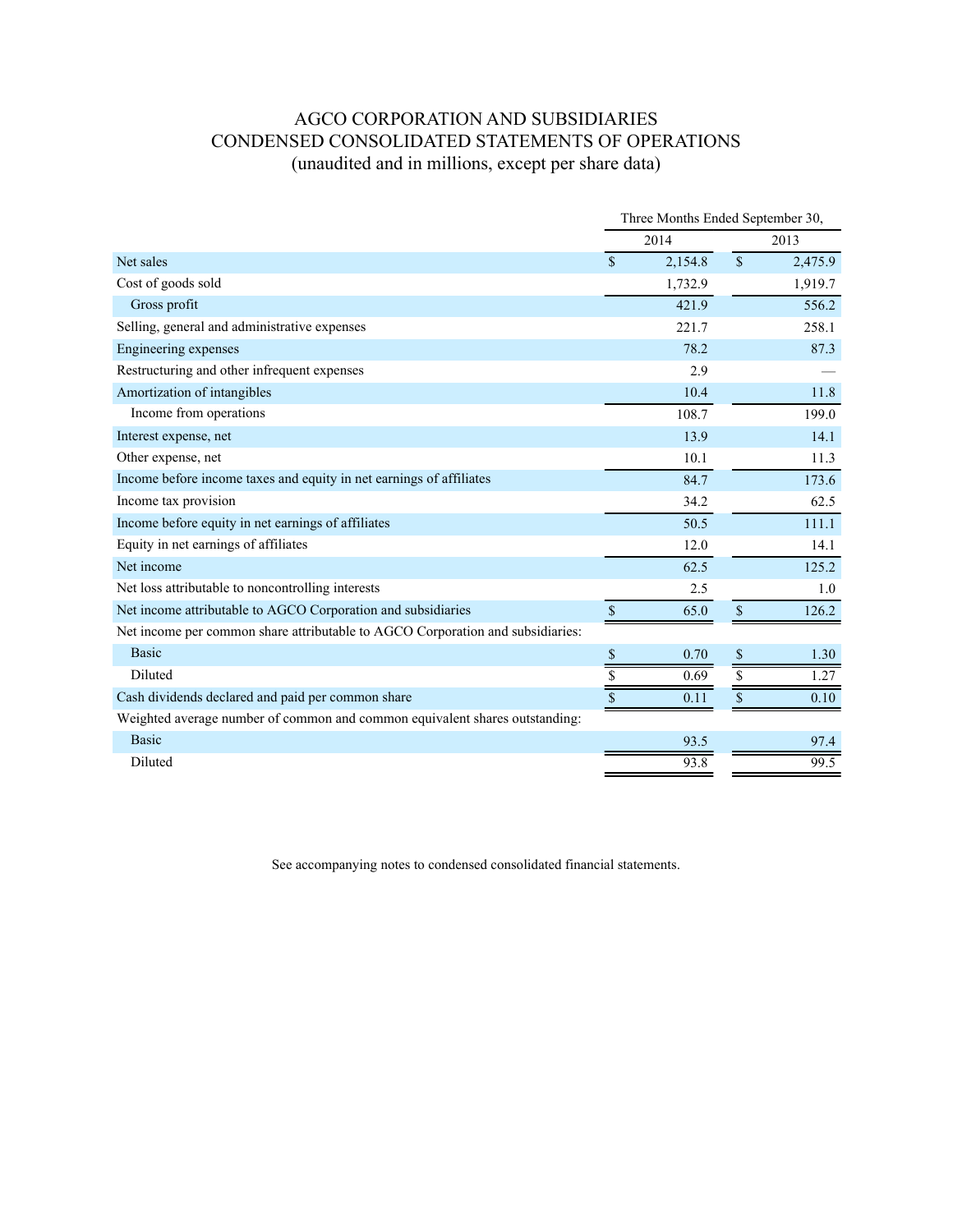# AGCO CORPORATION AND SUBSIDIARIES
# CONDENSED CONSOLIDATED STATEMENTS OF OPERATIONS
(unaudited and in millions, except per share data)

| | Three Months Ended September 30, | |
|---|---|---|
| | 2014 | 2013 |
| Net sales | $ 2,154.8 | $ 2,475.9 |
| Cost of goods sold | 1,732.9 | 1,919.7 |
| Gross profit | 421.9 | 556.2 |
| Selling, general and administrative expenses | 221.7 | 258.1 |
| Engineering expenses | 78.2 | 87.3 |
| Restructuring and other infrequent expenses | 2.9 | — |
| Amortization of intangibles | 10.4 | 11.8 |
| Income from operations | 108.7 | 199.0 |
| Interest expense, net | 13.9 | 14.1 |
| Other expense, net | 10.1 | 11.3 |
| Income before income taxes and equity in net earnings of affiliates | 84.7 | 173.6 |
| Income tax provision | 34.2 | 62.5 |
| Income before equity in net earnings of affiliates | 50.5 | 111.1 |
| Equity in net earnings of affiliates | 12.0 | 14.1 |
| Net income | 62.5 | 125.2 |
| Net loss attributable to noncontrolling interests | 2.5 | 1.0 |
| Net income attributable to AGCO Corporation and subsidiaries | $ 65.0 | $ 126.2 |
| Net income per common share attributable to AGCO Corporation and subsidiaries: | | |
| Basic | $ 0.70 | $ 1.30 |
| Diluted | $ 0.69 | $ 1.27 |
| Cash dividends declared and paid per common share | $ 0.11 | $ 0.10 |
| Weighted average number of common and common equivalent shares outstanding: | | |
| Basic | 93.5 | 97.4 |
| Diluted | 93.8 | 99.5 |

See accompanying notes to condensed consolidated financial statements.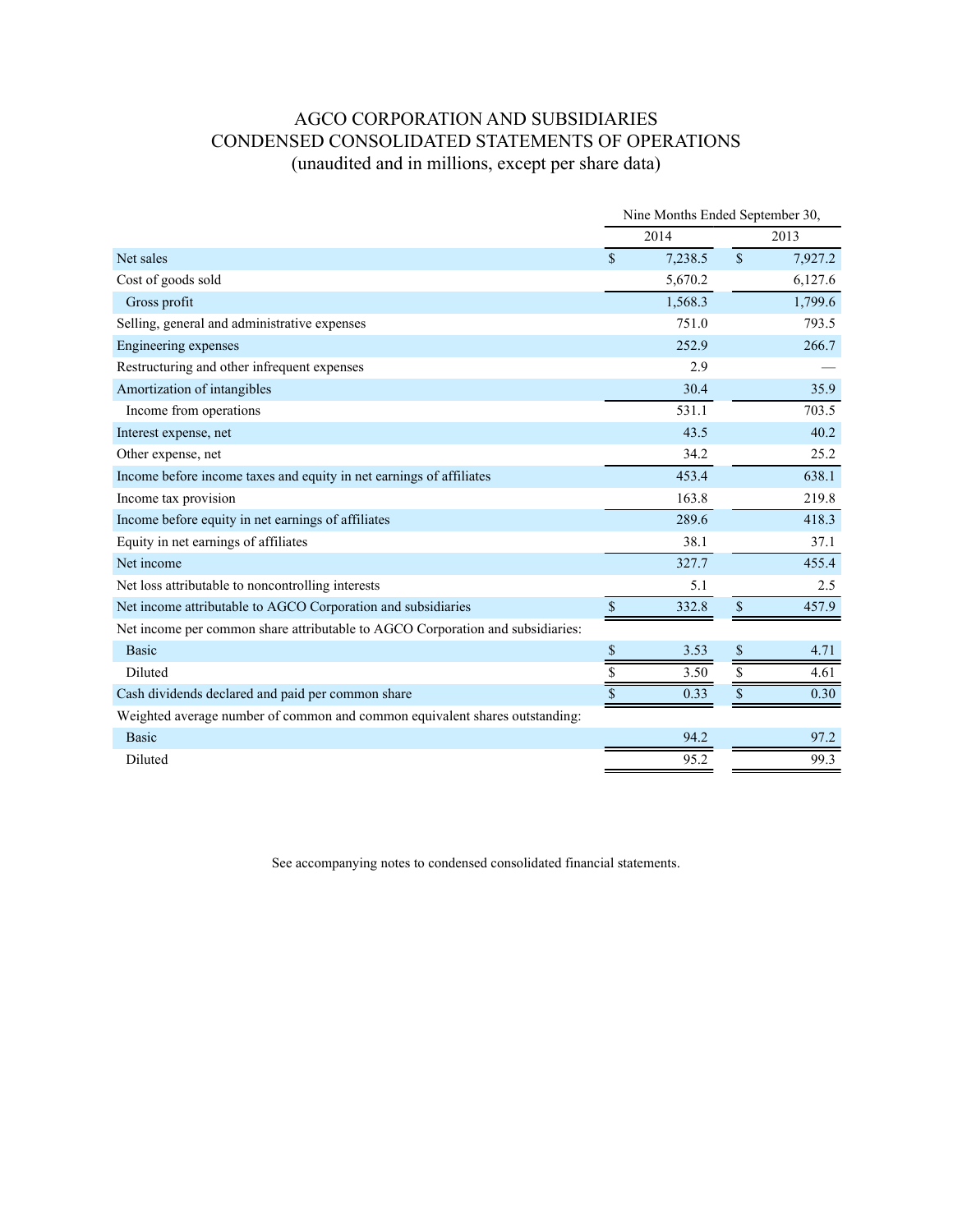# AGCO CORPORATION AND SUBSIDIARIES
## CONDENSED CONSOLIDATED STATEMENTS OF OPERATIONS
### (unaudited and in millions, except per share data)

| | Nine Months Ended September 30, | |
|---|---|---|
| | 2014 | 2013 |
| Net sales | $ 7,238.5 | $ 7,927.2 |
| Cost of goods sold | 5,670.2 | 6,127.6 |
| Gross profit | 1,568.3 | 1,799.6 |
| Selling, general and administrative expenses | 751.0 | 793.5 |
| Engineering expenses | 252.9 | 266.7 |
| Restructuring and other infrequent expenses | 2.9 | — |
| Amortization of intangibles | 30.4 | 35.9 |
| Income from operations | 531.1 | 703.5 |
| Interest expense, net | 43.5 | 40.2 |
| Other expense, net | 34.2 | 25.2 |
| Income before income taxes and equity in net earnings of affiliates | 453.4 | 638.1 |
| Income tax provision | 163.8 | 219.8 |
| Income before equity in net earnings of affiliates | 289.6 | 418.3 |
| Equity in net earnings of affiliates | 38.1 | 37.1 |
| Net income | 327.7 | 455.4 |
| Net loss attributable to noncontrolling interests | 5.1 | 2.5 |
| Net income attributable to AGCO Corporation and subsidiaries | $ 332.8 | $ 457.9 |
| Net income per common share attributable to AGCO Corporation and subsidiaries: | | |
| Basic | $ 3.53 | $ 4.71 |
| Diluted | $ 3.50 | $ 4.61 |
| Cash dividends declared and paid per common share | $ 0.33 | $ 0.30 |
| Weighted average number of common and common equivalent shares outstanding: | | |
| Basic | 94.2 | 97.2 |
| Diluted | 95.2 | 99.3 |

See accompanying notes to condensed consolidated financial statements.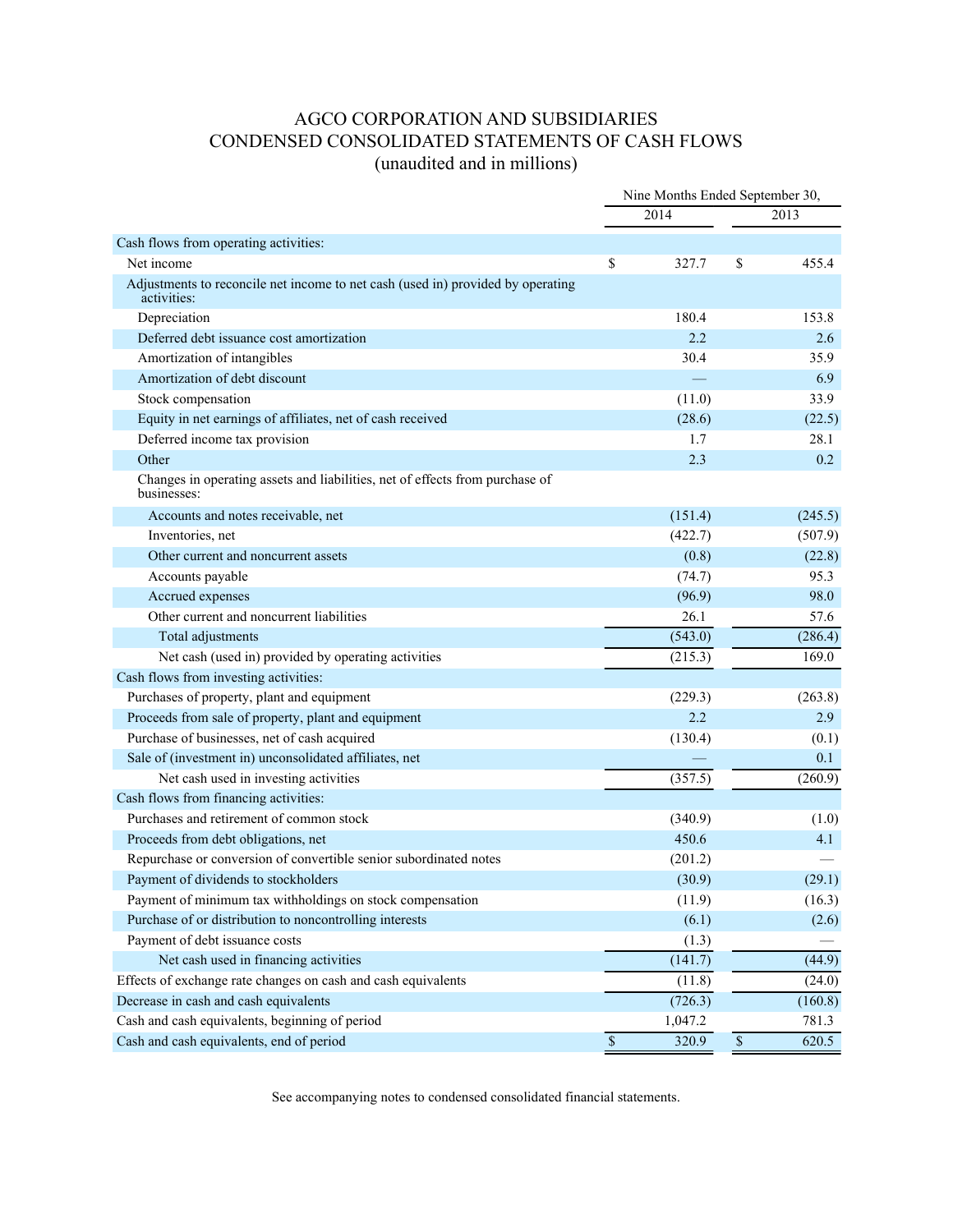# AGCO CORPORATION AND SUBSIDIARIES
# CONDENSED CONSOLIDATED STATEMENTS OF CASH FLOWS
## (unaudited and in millions)

| | Nine Months Ended September 30, | |
|---|---|---|
| | 2014 | 2013 |
| Cash flows from operating activities: | | |
| Net income | $ 327.7 | $ 455.4 |
| Adjustments to reconcile net income to net cash (used in) provided by operating activities: | | |
| Depreciation | 180.4 | 153.8 |
| Deferred debt issuance cost amortization | 2.2 | 2.6 |
| Amortization of intangibles | 30.4 | 35.9 |
| Amortization of debt discount | — | 6.9 |
| Stock compensation | (11.0) | 33.9 |
| Equity in net earnings of affiliates, net of cash received | (28.6) | (22.5) |
| Deferred income tax provision | 1.7 | 28.1 |
| Other | 2.3 | 0.2 |
| Changes in operating assets and liabilities, net of effects from purchase of businesses: | | |
| Accounts and notes receivable, net | (151.4) | (245.5) |
| Inventories, net | (422.7) | (507.9) |
| Other current and noncurrent assets | (0.8) | (22.8) |
| Accounts payable | (74.7) | 95.3 |
| Accrued expenses | (96.9) | 98.0 |
| Other current and noncurrent liabilities | 26.1 | 57.6 |
| Total adjustments | (543.0) | (286.4) |
| Net cash (used in) provided by operating activities | (215.3) | 169.0 |
| Cash flows from investing activities: | | |
| Purchases of property, plant and equipment | (229.3) | (263.8) |
| Proceeds from sale of property, plant and equipment | 2.2 | 2.9 |
| Purchase of businesses, net of cash acquired | (130.4) | (0.1) |
| Sale of (investment in) unconsolidated affiliates, net | — | 0.1 |
| Net cash used in investing activities | (357.5) | (260.9) |
| Cash flows from financing activities: | | |
| Purchases and retirement of common stock | (340.9) | (1.0) |
| Proceeds from debt obligations, net | 450.6 | 4.1 |
| Repurchase or conversion of convertible senior subordinated notes | (201.2) | — |
| Payment of dividends to stockholders | (30.9) | (29.1) |
| Payment of minimum tax withholdings on stock compensation | (11.9) | (16.3) |
| Purchase of or distribution to noncontrolling interests | (6.1) | (2.6) |
| Payment of debt issuance costs | (1.3) | — |
| Net cash used in financing activities | (141.7) | (44.9) |
| Effects of exchange rate changes on cash and cash equivalents | (11.8) | (24.0) |
| Decrease in cash and cash equivalents | (726.3) | (160.8) |
| Cash and cash equivalents, beginning of period | 1,047.2 | 781.3 |
| Cash and cash equivalents, end of period | $ 320.9 | $ 620.5 |

See accompanying notes to condensed consolidated financial statements.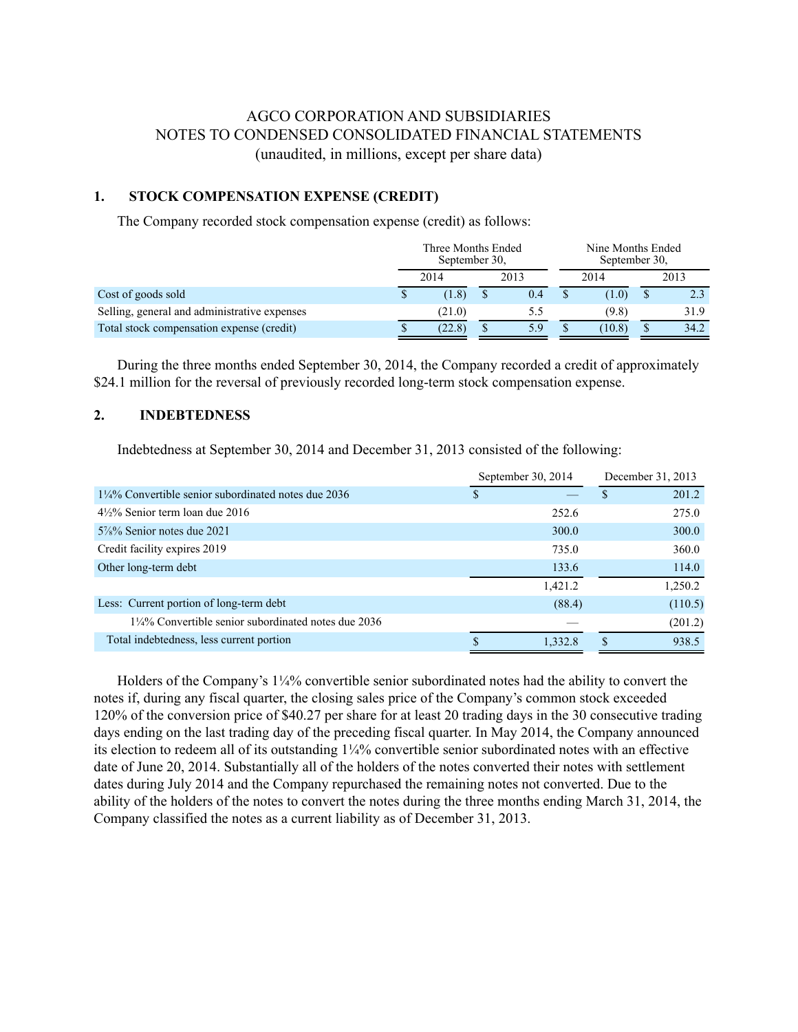# AGCO CORPORATION AND SUBSIDIARIES
# NOTES TO CONDENSED CONSOLIDATED FINANCIAL STATEMENTS
(unaudited, in millions, except per share data)

## 1. STOCK COMPENSATION EXPENSE (CREDIT)

The Company recorded stock compensation expense (credit) as follows:

| | Three Months Ended September 30, | | Nine Months Ended September 30, | |
|---|---|---|---|---|
| | 2014 | 2013 | 2014 | 2013 |
| Cost of goods sold | $ (1.8) | $ 0.4 | $ (1.0) | $ 2.3 |
| Selling, general and administrative expenses | (21.0) | 5.5 | (9.8) | 31.9 |
| Total stock compensation expense (credit) | $ (22.8) | $ 5.9 | $ (10.8) | $ 34.2 |

During the three months ended September 30, 2014, the Company recorded a credit of approximately $24.1 million for the reversal of previously recorded long-term stock compensation expense.

## 2. INDEBTEDNESS

Indebtedness at September 30, 2014 and December 31, 2013 consisted of the following:

| | September 30, 2014 | December 31, 2013 |
|---|---|---|
| 1¼% Convertible senior subordinated notes due 2036 | $ — | $ 201.2 |
| 4½% Senior term loan due 2016 | 252.6 | 275.0 |
| 5⅞% Senior notes due 2021 | 300.0 | 300.0 |
| Credit facility expires 2019 | 735.0 | 360.0 |
| Other long-term debt | 133.6 | 114.0 |
| | 1,421.2 | 1,250.2 |
| Less: Current portion of long-term debt | (88.4) | (110.5) |
| 1¼% Convertible senior subordinated notes due 2036 | — | (201.2) |
| Total indebtedness, less current portion | $ 1,332.8 | $ 938.5 |

Holders of the Company's 1¼% convertible senior subordinated notes had the ability to convert the notes if, during any fiscal quarter, the closing sales price of the Company's common stock exceeded 120% of the conversion price of $40.27 per share for at least 20 trading days in the 30 consecutive trading days ending on the last trading day of the preceding fiscal quarter. In May 2014, the Company announced its election to redeem all of its outstanding 1¼% convertible senior subordinated notes with an effective date of June 20, 2014. Substantially all of the holders of the notes converted their notes with settlement dates during July 2014 and the Company repurchased the remaining notes not converted. Due to the ability of the holders of the notes to convert the notes during the three months ending March 31, 2014, the Company classified the notes as a current liability as of December 31, 2013.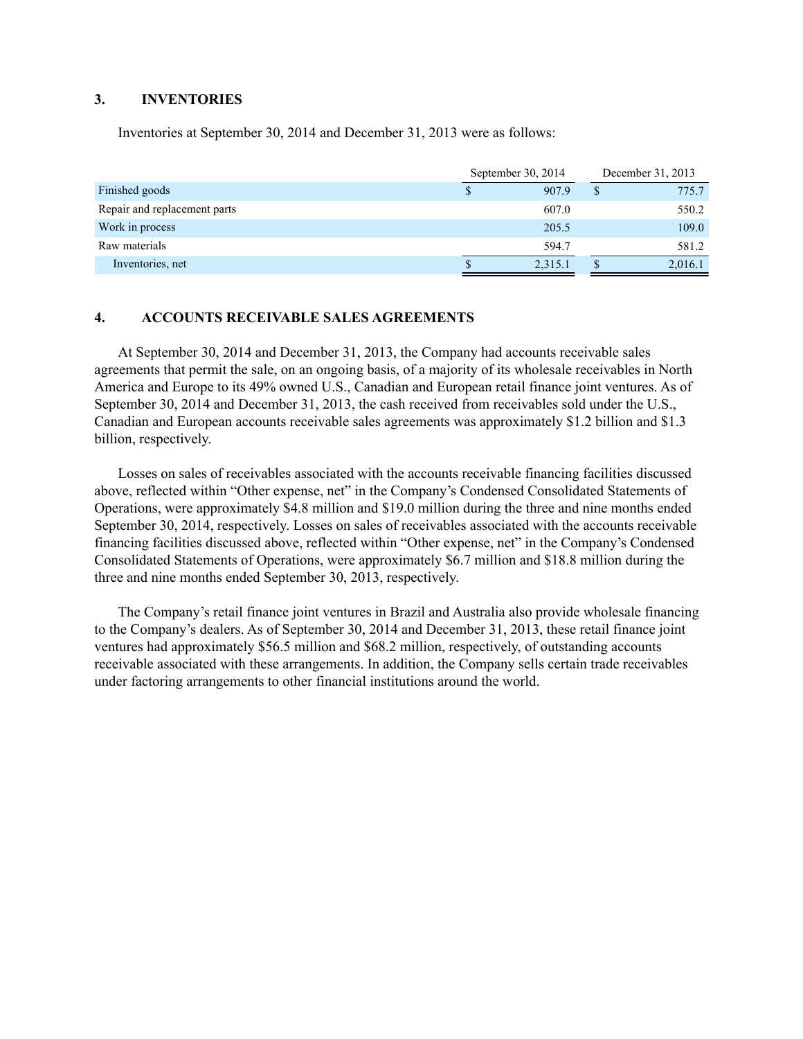## 3. INVENTORIES

Inventories at September 30, 2014 and December 31, 2013 were as follows:

| | September 30, 2014 | December 31, 2013 |
|---|---|---|
| Finished goods | $ 907.9 | $ 775.7 |
| Repair and replacement parts | 607.0 | 550.2 |
| Work in process | 205.5 | 109.0 |
| Raw materials | 594.7 | 581.2 |
| Inventories, net | $ 2,315.1 | $ 2,016.1 |

## 4. ACCOUNTS RECEIVABLE SALES AGREEMENTS

At September 30, 2014 and December 31, 2013, the Company had accounts receivable sales agreements that permit the sale, on an ongoing basis, of a majority of its wholesale receivables in North America and Europe to its 49% owned U.S., Canadian and European retail finance joint ventures. As of September 30, 2014 and December 31, 2013, the cash received from receivables sold under the U.S., Canadian and European accounts receivable sales agreements was approximately $1.2 billion and $1.3 billion, respectively.

Losses on sales of receivables associated with the accounts receivable financing facilities discussed above, reflected within "Other expense, net" in the Company's Condensed Consolidated Statements of Operations, were approximately $4.8 million and $19.0 million during the three and nine months ended September 30, 2014, respectively. Losses on sales of receivables associated with the accounts receivable financing facilities discussed above, reflected within "Other expense, net" in the Company's Condensed Consolidated Statements of Operations, were approximately $6.7 million and $18.8 million during the three and nine months ended September 30, 2013, respectively.

The Company's retail finance joint ventures in Brazil and Australia also provide wholesale financing to the Company's dealers. As of September 30, 2014 and December 31, 2013, these retail finance joint ventures had approximately $56.5 million and $68.2 million, respectively, of outstanding accounts receivable associated with these arrangements. In addition, the Company sells certain trade receivables under factoring arrangements to other financial institutions around the world.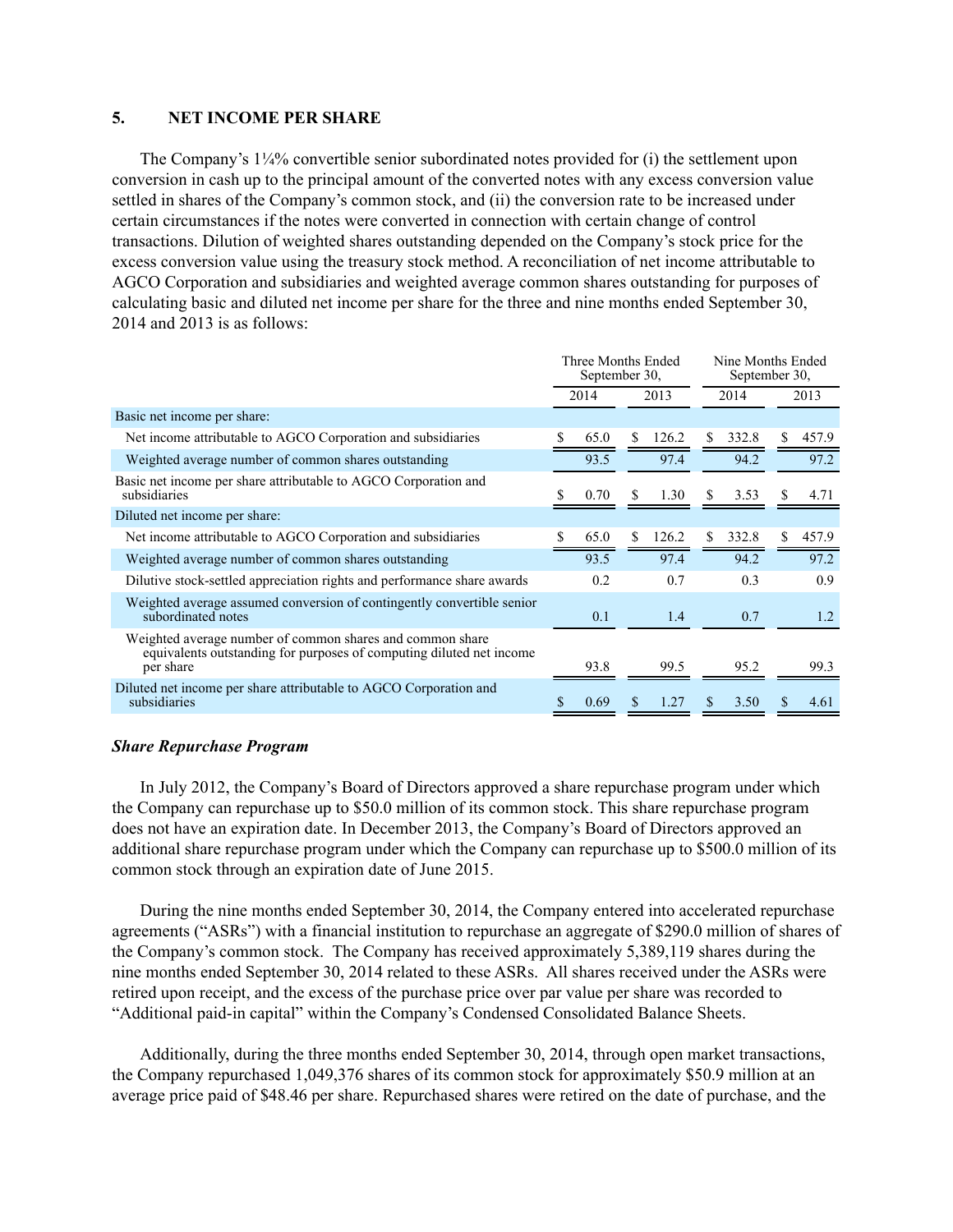## 5. NET INCOME PER SHARE

The Company's 1¼% convertible senior subordinated notes provided for (i) the settlement upon conversion in cash up to the principal amount of the converted notes with any excess conversion value settled in shares of the Company's common stock, and (ii) the conversion rate to be increased under certain circumstances if the notes were converted in connection with certain change of control transactions. Dilution of weighted shares outstanding depended on the Company's stock price for the excess conversion value using the treasury stock method. A reconciliation of net income attributable to AGCO Corporation and subsidiaries and weighted average common shares outstanding for purposes of calculating basic and diluted net income per share for the three and nine months ended September 30, 2014 and 2013 is as follows:

| | Three Months Ended September 30, | | Nine Months Ended September 30, | |
|---|---|---|---|---|
| | 2014 | 2013 | 2014 | 2013 |
| Basic net income per share: | | | | |
| Net income attributable to AGCO Corporation and subsidiaries | $ 65.0 | $ 126.2 | $ 332.8 | $ 457.9 |
| Weighted average number of common shares outstanding | 93.5 | 97.4 | 94.2 | 97.2 |
| Basic net income per share attributable to AGCO Corporation and subsidiaries | $ 0.70 | $ 1.30 | $ 3.53 | $ 4.71 |
| Diluted net income per share: | | | | |
| Net income attributable to AGCO Corporation and subsidiaries | $ 65.0 | $ 126.2 | $ 332.8 | $ 457.9 |
| Weighted average number of common shares outstanding | 93.5 | 97.4 | 94.2 | 97.2 |
| Dilutive stock-settled appreciation rights and performance share awards | 0.2 | 0.7 | 0.3 | 0.9 |
| Weighted average assumed conversion of contingently convertible senior subordinated notes | 0.1 | 1.4 | 0.7 | 1.2 |
| Weighted average number of common shares and common share equivalents outstanding for purposes of computing diluted net income per share | 93.8 | 99.5 | 95.2 | 99.3 |
| Diluted net income per share attributable to AGCO Corporation and subsidiaries | $ 0.69 | $ 1.27 | $ 3.50 | $ 4.61 |

### *Share Repurchase Program*

In July 2012, the Company's Board of Directors approved a share repurchase program under which the Company can repurchase up to $50.0 million of its common stock. This share repurchase program does not have an expiration date. In December 2013, the Company's Board of Directors approved an additional share repurchase program under which the Company can repurchase up to $500.0 million of its common stock through an expiration date of June 2015.

During the nine months ended September 30, 2014, the Company entered into accelerated repurchase agreements ("ASRs") with a financial institution to repurchase an aggregate of $290.0 million of shares of the Company's common stock. The Company has received approximately 5,389,119 shares during the nine months ended September 30, 2014 related to these ASRs. All shares received under the ASRs were retired upon receipt, and the excess of the purchase price over par value per share was recorded to "Additional paid-in capital" within the Company's Condensed Consolidated Balance Sheets.

Additionally, during the three months ended September 30, 2014, through open market transactions, the Company repurchased 1,049,376 shares of its common stock for approximately $50.9 million at an average price paid of $48.46 per share. Repurchased shares were retired on the date of purchase, and the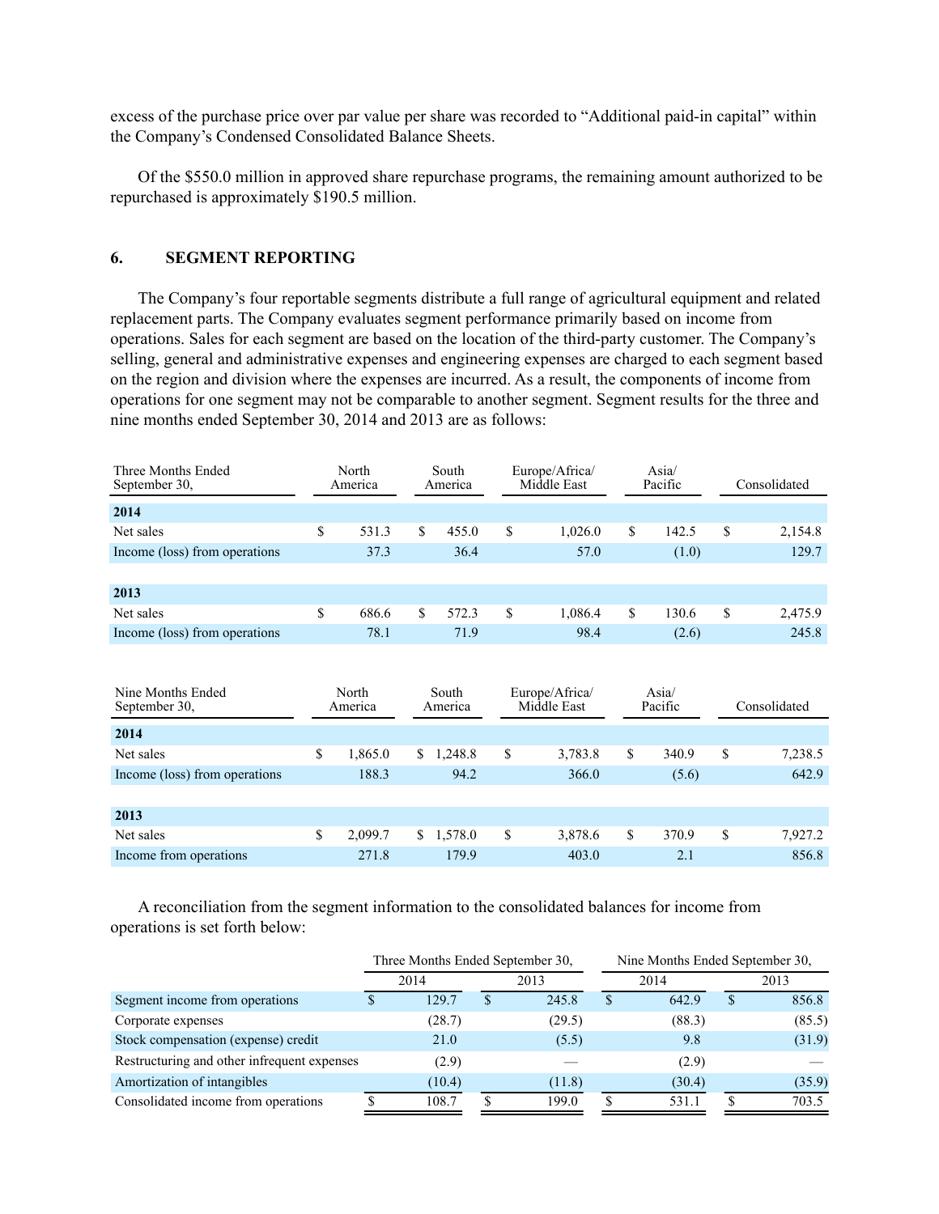excess of the purchase price over par value per share was recorded to "Additional paid-in capital" within the Company's Condensed Consolidated Balance Sheets.

Of the $550.0 million in approved share repurchase programs, the remaining amount authorized to be repurchased is approximately $190.5 million.

## 6. SEGMENT REPORTING

The Company's four reportable segments distribute a full range of agricultural equipment and related replacement parts. The Company evaluates segment performance primarily based on income from operations. Sales for each segment are based on the location of the third-party customer. The Company's selling, general and administrative expenses and engineering expenses are charged to each segment based on the region and division where the expenses are incurred. As a result, the components of income from operations for one segment may not be comparable to another segment. Segment results for the three and nine months ended September 30, 2014 and 2013 are as follows:

| Three Months Ended September 30, | North America | South America | Europe/Africa/ Middle East | Asia/ Pacific | Consolidated |
|---|---|---|---|---|---|
| **2014** | | | | | |
| Net sales | $ 531.3 | $ 455.0 | $ 1,026.0 | $ 142.5 | $ 2,154.8 |
| Income (loss) from operations | 37.3 | 36.4 | 57.0 | (1.0) | 129.7 |
| **2013** | | | | | |
| Net sales | $ 686.6 | $ 572.3 | $ 1,086.4 | $ 130.6 | $ 2,475.9 |
| Income (loss) from operations | 78.1 | 71.9 | 98.4 | (2.6) | 245.8 |

| Nine Months Ended September 30, | North America | South America | Europe/Africa/ Middle East | Asia/ Pacific | Consolidated |
|---|---|---|---|---|---|
| **2014** | | | | | |
| Net sales | $ 1,865.0 | $ 1,248.8 | $ 3,783.8 | $ 340.9 | $ 7,238.5 |
| Income (loss) from operations | 188.3 | 94.2 | 366.0 | (5.6) | 642.9 |
| **2013** | | | | | |
| Net sales | $ 2,099.7 | $ 1,578.0 | $ 3,878.6 | $ 370.9 | $ 7,927.2 |
| Income from operations | 271.8 | 179.9 | 403.0 | 2.1 | 856.8 |

A reconciliation from the segment information to the consolidated balances for income from operations is set forth below:

| | Three Months Ended September 30, | | Nine Months Ended September 30, | |
|---|---|---|---|---|
| | 2014 | 2013 | 2014 | 2013 |
| Segment income from operations | $ 129.7 | $ 245.8 | $ 642.9 | $ 856.8 |
| Corporate expenses | (28.7) | (29.5) | (88.3) | (85.5) |
| Stock compensation (expense) credit | 21.0 | (5.5) | 9.8 | (31.9) |
| Restructuring and other infrequent expenses | (2.9) | — | (2.9) | — |
| Amortization of intangibles | (10.4) | (11.8) | (30.4) | (35.9) |
| Consolidated income from operations | $ 108.7 | $ 199.0 | $ 531.1 | $ 703.5 |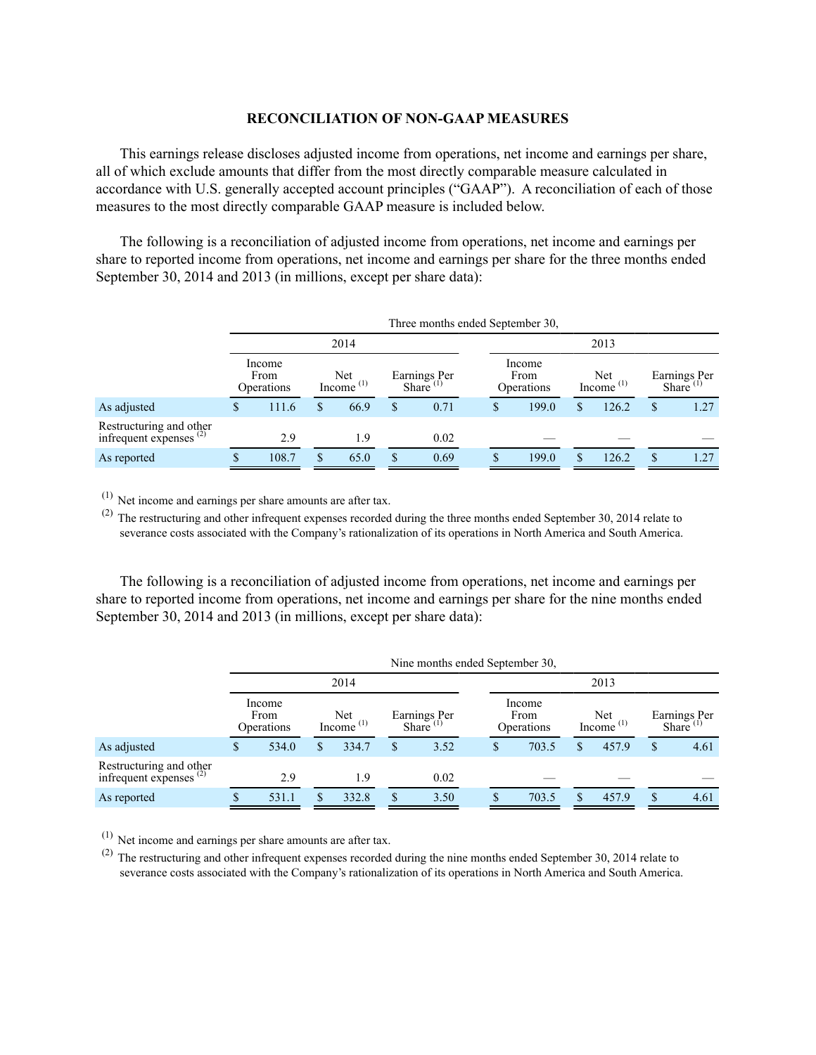## RECONCILIATION OF NON-GAAP MEASURES

This earnings release discloses adjusted income from operations, net income and earnings per share, all of which exclude amounts that differ from the most directly comparable measure calculated in accordance with U.S. generally accepted account principles ("GAAP"). A reconciliation of each of those measures to the most directly comparable GAAP measure is included below.

The following is a reconciliation of adjusted income from operations, net income and earnings per share to reported income from operations, net income and earnings per share for the three months ended September 30, 2014 and 2013 (in millions, except per share data):

| | Three months ended September 30, | | | | | |
|---|---|---|---|---|---|---|
| | 2014 | | | 2013 | | |
| | Income From Operations | Net Income [1] | Earnings Per Share [1] | Income From Operations | Net Income [1] | Earnings Per Share [1] |
| As adjusted | $ 111.6 | $ 66.9 | $ 0.71 | $ 199.0 | $ 126.2 | $ 1.27 |
| Restructuring and other infrequent expenses [2] | 2.9 | 1.9 | 0.02 | — | — | — |
| As reported | $ 108.7 | $ 65.0 | $ 0.69 | $ 199.0 | $ 126.2 | $ 1.27 |

[1] Net income and earnings per share amounts are after tax.

[2] The restructuring and other infrequent expenses recorded during the three months ended September 30, 2014 relate to severance costs associated with the Company's rationalization of its operations in North America and South America.

The following is a reconciliation of adjusted income from operations, net income and earnings per share to reported income from operations, net income and earnings per share for the nine months ended September 30, 2014 and 2013 (in millions, except per share data):

| | Nine months ended September 30, | | | | | |
|---|---|---|---|---|---|---|
| | 2014 | | | 2013 | | |
| | Income From Operations | Net Income [1] | Earnings Per Share [1] | Income From Operations | Net Income [1] | Earnings Per Share [1] |
| As adjusted | $ 534.0 | $ 334.7 | $ 3.52 | $ 703.5 | $ 457.9 | $ 4.61 |
| Restructuring and other infrequent expenses [2] | 2.9 | 1.9 | 0.02 | — | — | — |
| As reported | $ 531.1 | $ 332.8 | $ 3.50 | $ 703.5 | $ 457.9 | $ 4.61 |

[1] Net income and earnings per share amounts are after tax.

[2] The restructuring and other infrequent expenses recorded during the nine months ended September 30, 2014 relate to severance costs associated with the Company's rationalization of its operations in North America and South America.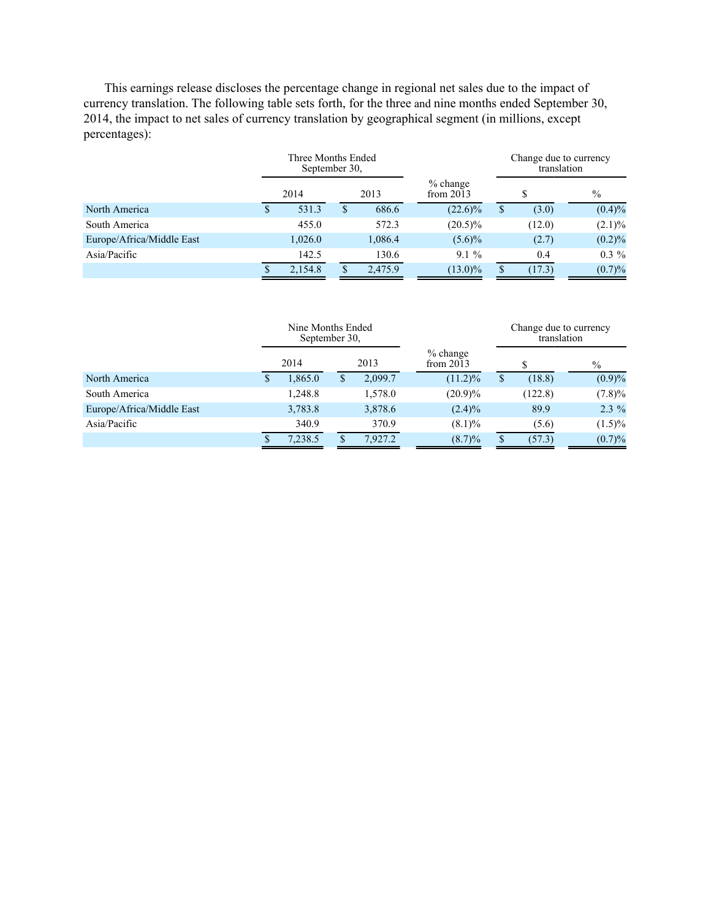This earnings release discloses the percentage change in regional net sales due to the impact of currency translation. The following table sets forth, for the three and nine months ended September 30, 2014, the impact to net sales of currency translation by geographical segment (in millions, except percentages):

| | Three Months Ended September 30, | | | Change due to currency translation | |
|---|---|---|---|---|---|
| | 2014 | 2013 | % change from 2013 | $ | % |
| North America | $ 531.3 | $ 686.6 | (22.6)% | $ (3.0) | (0.4)% |
| South America | 455.0 | 572.3 | (20.5)% | (12.0) | (2.1)% |
| Europe/Africa/Middle East | 1,026.0 | 1,086.4 | (5.6)% | (2.7) | (0.2)% |
| Asia/Pacific | 142.5 | 130.6 | 9.1 % | 0.4 | 0.3 % |
| | $ 2,154.8 | $ 2,475.9 | (13.0)% | $ (17.3) | (0.7)% |

| | Nine Months Ended September 30, | | | Change due to currency translation | |
|---|---|---|---|---|---|
| | 2014 | 2013 | % change from 2013 | $ | % |
| North America | $ 1,865.0 | $ 2,099.7 | (11.2)% | $ (18.8) | (0.9)% |
| South America | 1,248.8 | 1,578.0 | (20.9)% | (122.8) | (7.8)% |
| Europe/Africa/Middle East | 3,783.8 | 3,878.6 | (2.4)% | 89.9 | 2.3 % |
| Asia/Pacific | 340.9 | 370.9 | (8.1)% | (5.6) | (1.5)% |
| | $ 7,238.5 | $ 7,927.2 | (8.7)% | $ (57.3) | (0.7)% |